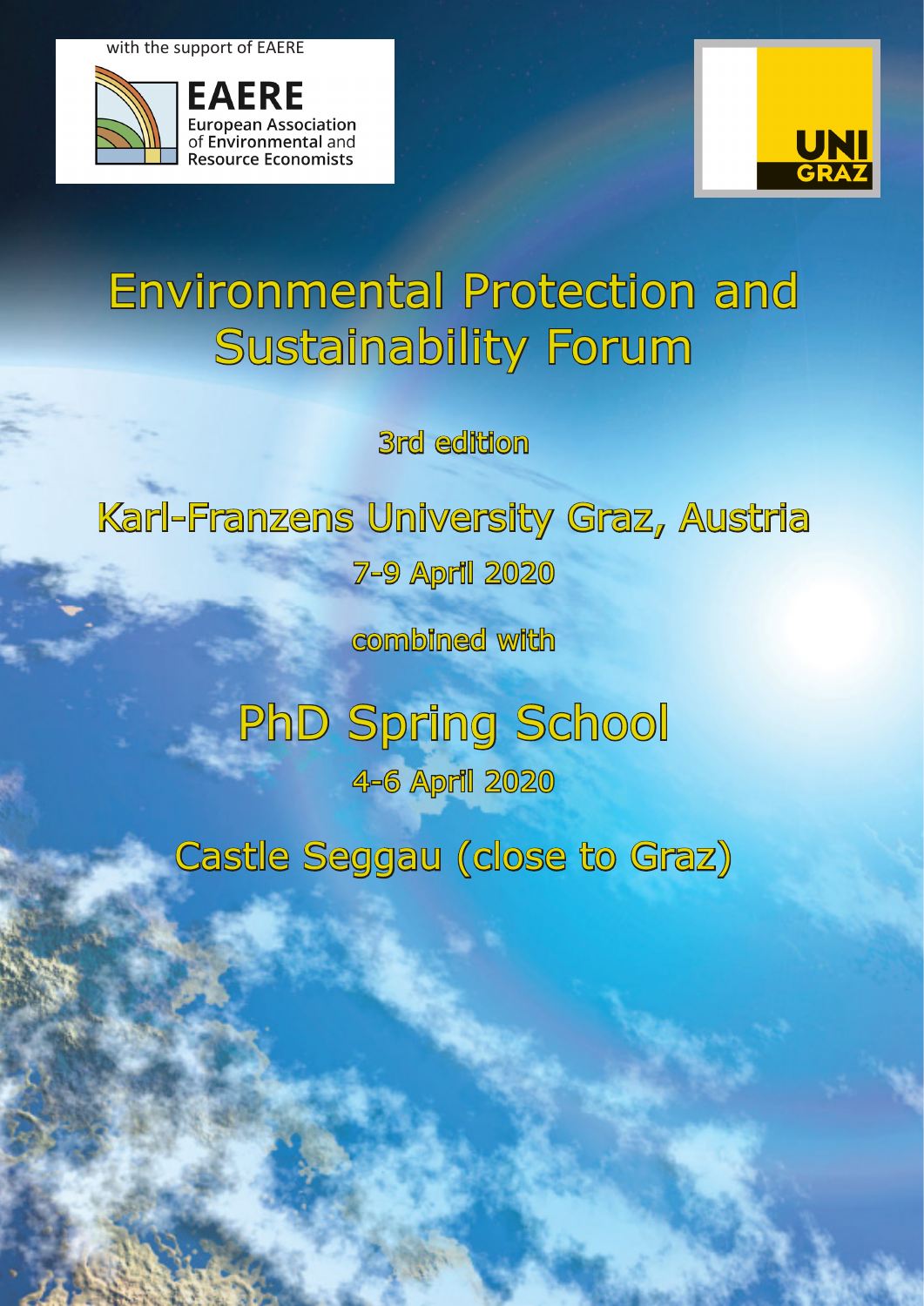with the support of EAERE

EAERE
European Association of Environmental and Resource Economists

UNI GRAZ

# Environmental Protection and Sustainability Forum

3rd edition

## Karl-Franzens University Graz, Austria

7-9 April 2020

combined with

## PhD Spring School

4-6 April 2020

## Castle Seggau (close to Graz)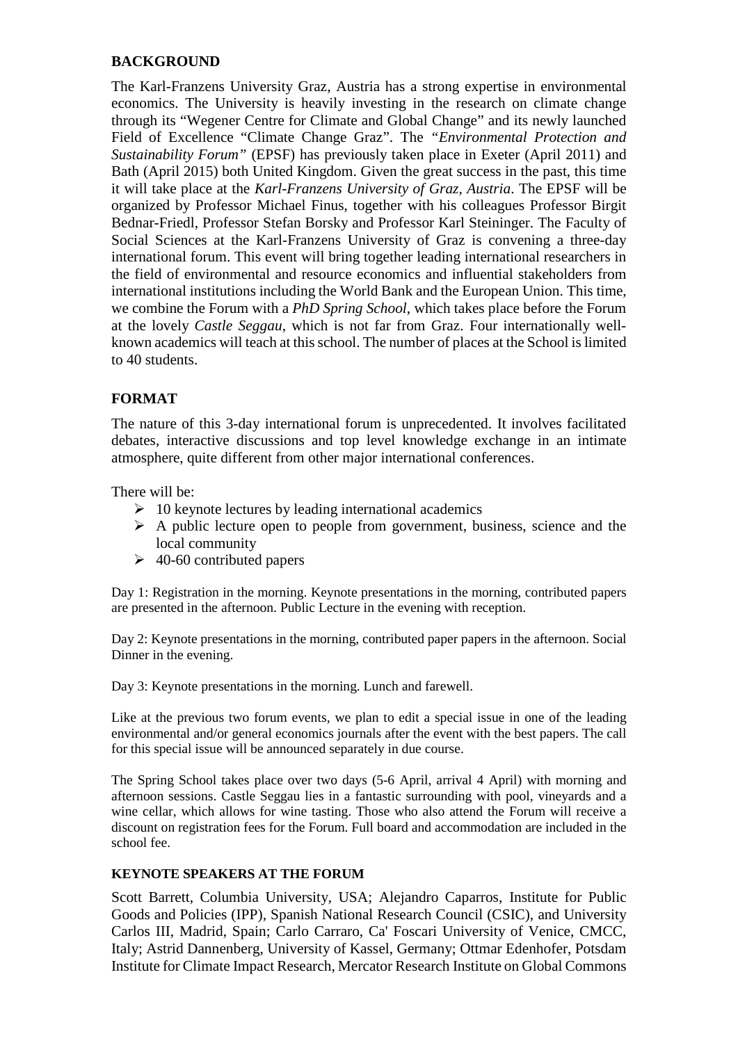## BACKGROUND

The Karl-Franzens University Graz, Austria has a strong expertise in environmental economics. The University is heavily investing in the research on climate change through its "Wegener Centre for Climate and Global Change" and its newly launched Field of Excellence "Climate Change Graz". The *"Environmental Protection and Sustainability Forum"* (EPSF) has previously taken place in Exeter (April 2011) and Bath (April 2015) both United Kingdom. Given the great success in the past, this time it will take place at the *Karl-Franzens University of Graz, Austria*. The EPSF will be organized by Professor Michael Finus, together with his colleagues Professor Birgit Bednar-Friedl, Professor Stefan Borsky and Professor Karl Steininger. The Faculty of Social Sciences at the Karl-Franzens University of Graz is convening a three-day international forum. This event will bring together leading international researchers in the field of environmental and resource economics and influential stakeholders from international institutions including the World Bank and the European Union. This time, we combine the Forum with a *PhD Spring School*, which takes place before the Forum at the lovely *Castle Seggau*, which is not far from Graz. Four internationally well-known academics will teach at this school. The number of places at the School is limited to 40 students.

## FORMAT

The nature of this 3-day international forum is unprecedented. It involves facilitated debates, interactive discussions and top level knowledge exchange in an intimate atmosphere, quite different from other major international conferences.

There will be:

- 10 keynote lectures by leading international academics
- A public lecture open to people from government, business, science and the local community
- 40-60 contributed papers

Day 1: Registration in the morning. Keynote presentations in the morning, contributed papers are presented in the afternoon. Public Lecture in the evening with reception.

Day 2: Keynote presentations in the morning, contributed paper papers in the afternoon. Social Dinner in the evening.

Day 3: Keynote presentations in the morning. Lunch and farewell.

Like at the previous two forum events, we plan to edit a special issue in one of the leading environmental and/or general economics journals after the event with the best papers. The call for this special issue will be announced separately in due course.

The Spring School takes place over two days (5-6 April, arrival 4 April) with morning and afternoon sessions. Castle Seggau lies in a fantastic surrounding with pool, vineyards and a wine cellar, which allows for wine tasting. Those who also attend the Forum will receive a discount on registration fees for the Forum. Full board and accommodation are included in the school fee.

### KEYNOTE SPEAKERS AT THE FORUM

Scott Barrett, Columbia University, USA; Alejandro Caparros, Institute for Public Goods and Policies (IPP), Spanish National Research Council (CSIC), and University Carlos III, Madrid, Spain; Carlo Carraro, Ca' Foscari University of Venice, CMCC, Italy; Astrid Dannenberg, University of Kassel, Germany; Ottmar Edenhofer, Potsdam Institute for Climate Impact Research, Mercator Research Institute on Global Commons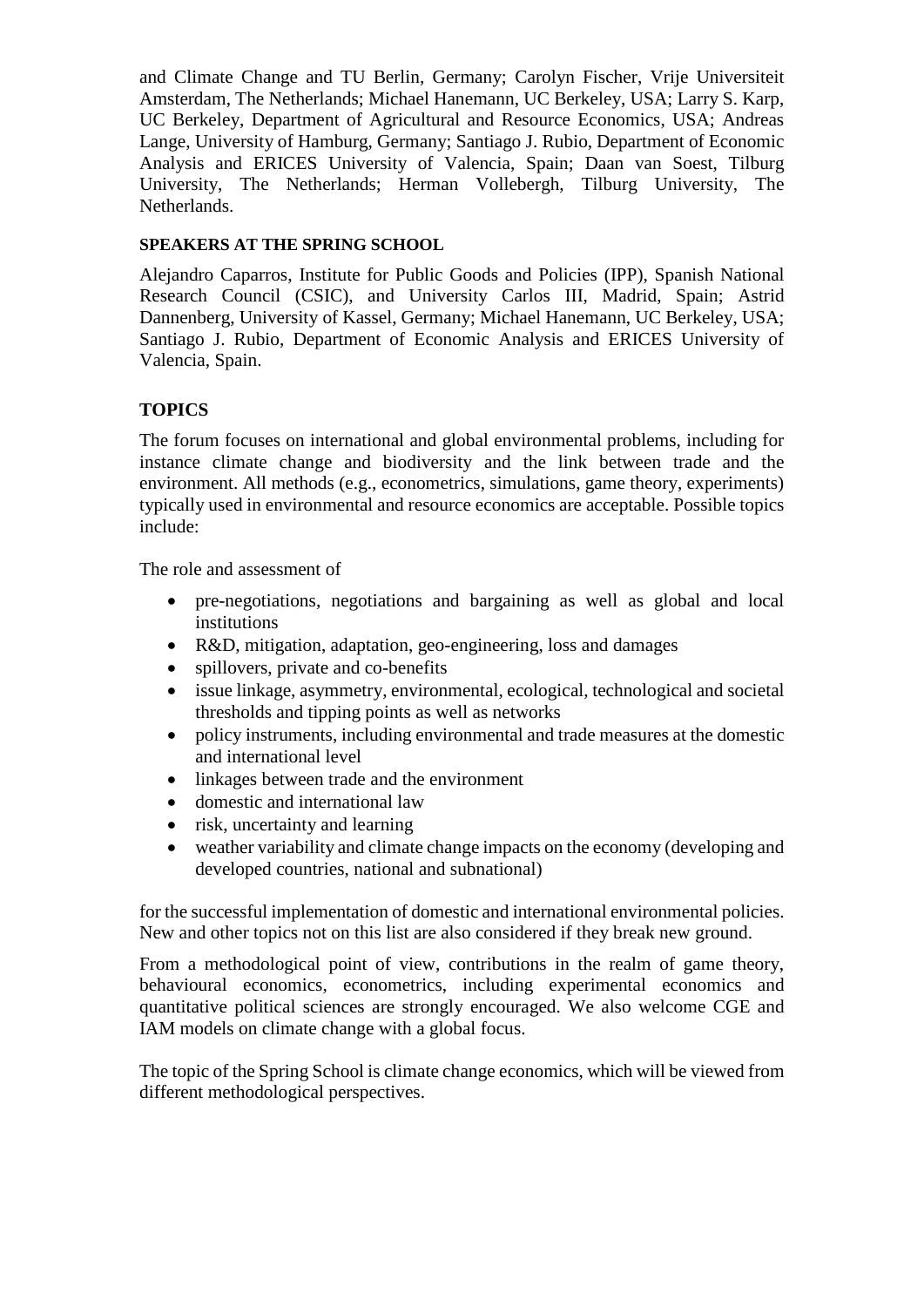and Climate Change and TU Berlin, Germany; Carolyn Fischer, Vrije Universiteit Amsterdam, The Netherlands; Michael Hanemann, UC Berkeley, USA; Larry S. Karp, UC Berkeley, Department of Agricultural and Resource Economics, USA; Andreas Lange, University of Hamburg, Germany; Santiago J. Rubio, Department of Economic Analysis and ERICES University of Valencia, Spain; Daan van Soest, Tilburg University, The Netherlands; Herman Vollebergh, Tilburg University, The Netherlands.

### SPEAKERS AT THE SPRING SCHOOL

Alejandro Caparros, Institute for Public Goods and Policies (IPP), Spanish National Research Council (CSIC), and University Carlos III, Madrid, Spain; Astrid Dannenberg, University of Kassel, Germany; Michael Hanemann, UC Berkeley, USA; Santiago J. Rubio, Department of Economic Analysis and ERICES University of Valencia, Spain.

## TOPICS

The forum focuses on international and global environmental problems, including for instance climate change and biodiversity and the link between trade and the environment. All methods (e.g., econometrics, simulations, game theory, experiments) typically used in environmental and resource economics are acceptable. Possible topics include:

The role and assessment of

- pre-negotiations, negotiations and bargaining as well as global and local institutions
- R&D, mitigation, adaptation, geo-engineering, loss and damages
- spillovers, private and co-benefits
- issue linkage, asymmetry, environmental, ecological, technological and societal thresholds and tipping points as well as networks
- policy instruments, including environmental and trade measures at the domestic and international level
- linkages between trade and the environment
- domestic and international law
- risk, uncertainty and learning
- weather variability and climate change impacts on the economy (developing and developed countries, national and subnational)

for the successful implementation of domestic and international environmental policies. New and other topics not on this list are also considered if they break new ground.

From a methodological point of view, contributions in the realm of game theory, behavioural economics, econometrics, including experimental economics and quantitative political sciences are strongly encouraged. We also welcome CGE and IAM models on climate change with a global focus.

The topic of the Spring School is climate change economics, which will be viewed from different methodological perspectives.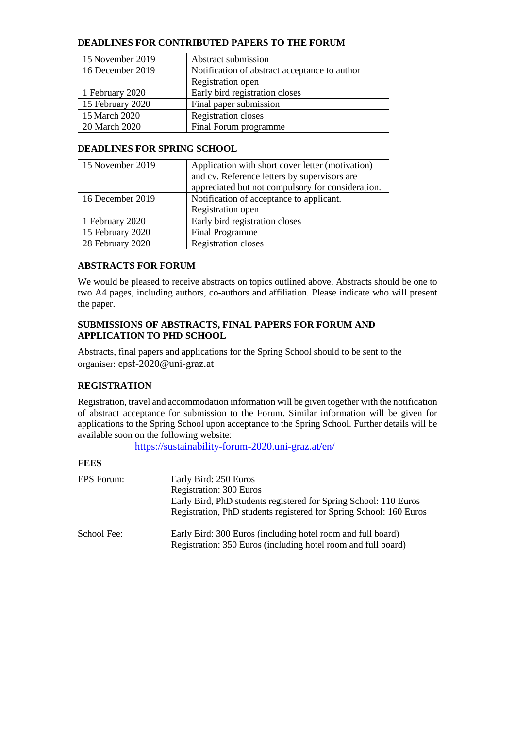## DEADLINES FOR CONTRIBUTED PAPERS TO THE FORUM

| | |
|---|---|
| 15 November 2019 | Abstract submission |
| 16 December 2019 | Notification of abstract acceptance to author<br>Registration open |
| 1 February 2020 | Early bird registration closes |
| 15 February 2020 | Final paper submission |
| 15 March 2020 | Registration closes |
| 20 March 2020 | Final Forum programme |

## DEADLINES FOR SPRING SCHOOL

| | |
|---|---|
| 15 November 2019 | Application with short cover letter (motivation) and cv. Reference letters by supervisors are appreciated but not compulsory for consideration. |
| 16 December 2019 | Notification of acceptance to applicant.<br>Registration open |
| 1 February 2020 | Early bird registration closes |
| 15 February 2020 | Final Programme |
| 28 February 2020 | Registration closes |

## ABSTRACTS FOR FORUM

We would be pleased to receive abstracts on topics outlined above. Abstracts should be one to two A4 pages, including authors, co-authors and affiliation. Please indicate who will present the paper.

## SUBMISSIONS OF ABSTRACTS, FINAL PAPERS FOR FORUM AND APPLICATION TO PHD SCHOOL

Abstracts, final papers and applications for the Spring School should to be sent to the organiser: epsf-2020@uni-graz.at

## REGISTRATION

Registration, travel and accommodation information will be given together with the notification of abstract acceptance for submission to the Forum. Similar information will be given for applications to the Spring School upon acceptance to the Spring School. Further details will be available soon on the following website:

https://sustainability-forum-2020.uni-graz.at/en/

## FEES

EPS Forum:
- Early Bird: 250 Euros
- Registration: 300 Euros
- Early Bird, PhD students registered for Spring School: 110 Euros
- Registration, PhD students registered for Spring School: 160 Euros

School Fee:
- Early Bird: 300 Euros (including hotel room and full board)
- Registration: 350 Euros (including hotel room and full board)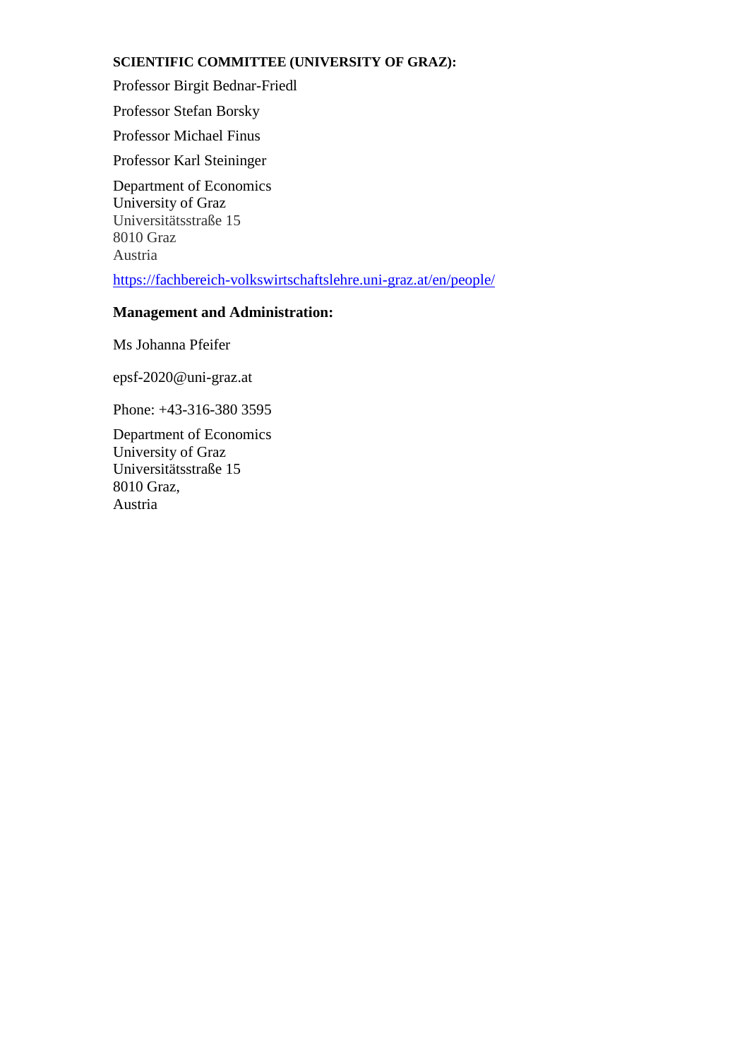**SCIENTIFIC COMMITTEE (UNIVERSITY OF GRAZ):**

Professor Birgit Bednar-Friedl

Professor Stefan Borsky

Professor Michael Finus

Professor Karl Steininger

Department of Economics
University of Graz
Universitätsstraße 15
8010 Graz
Austria

https://fachbereich-volkswirtschaftslehre.uni-graz.at/en/people/

**Management and Administration:**

Ms Johanna Pfeifer

epsf-2020@uni-graz.at

Phone: +43-316-380 3595

Department of Economics
University of Graz
Universitätsstraße 15
8010 Graz,
Austria